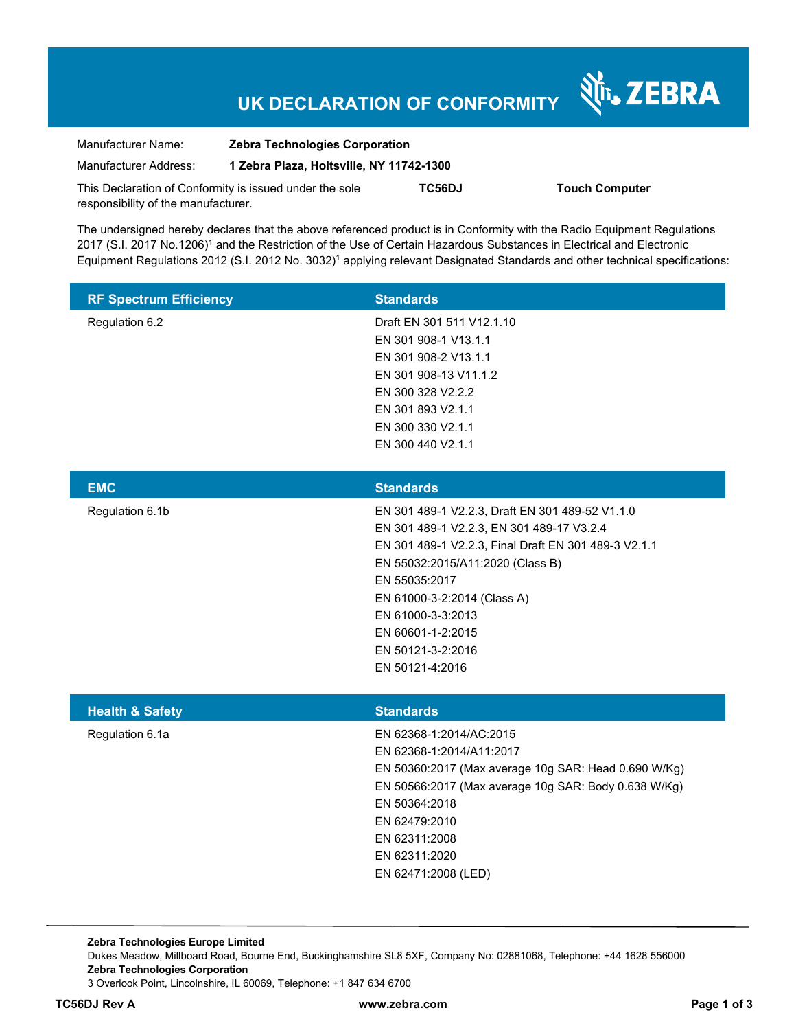# UK DECLARATION OF CONFORMITY

ZEBRA

| | |
|---|---|
| Manufacturer Name: | **Zebra Technologies Corporation** |
| Manufacturer Address: | **1 Zebra Plaza, Holtsville, NY 11742-1300** |

This Declaration of Conformity is issued under the sole responsibility of the manufacturer. **TC56DJ** **Touch Computer**

The undersigned hereby declares that the above referenced product is in Conformity with the Radio Equipment Regulations 2017 (S.I. 2017 No.1206)[1] and the Restriction of the Use of Certain Hazardous Substances in Electrical and Electronic Equipment Regulations 2012 (S.I. 2012 No. 3032)[1] applying relevant Designated Standards and other technical specifications:

| RF Spectrum Efficiency | Standards |
|---|---|
| Regulation 6.2 | Draft EN 301 511 V12.1.10<br>EN 301 908-1 V13.1.1<br>EN 301 908-2 V13.1.1<br>EN 301 908-13 V11.1.2<br>EN 300 328 V2.2.2<br>EN 301 893 V2.1.1<br>EN 300 330 V2.1.1<br>EN 300 440 V2.1.1 |

| EMC | Standards |
|---|---|
| Regulation 6.1b | EN 301 489-1 V2.2.3, Draft EN 301 489-52 V1.1.0<br>EN 301 489-1 V2.2.3, EN 301 489-17 V3.2.4<br>EN 301 489-1 V2.2.3, Final Draft EN 301 489-3 V2.1.1<br>EN 55032:2015/A11:2020 (Class B)<br>EN 55035:2017<br>EN 61000-3-2:2014 (Class A)<br>EN 61000-3-3:2013<br>EN 60601-1-2:2015<br>EN 50121-3-2:2016<br>EN 50121-4:2016 |

| Health & Safety | Standards |
|---|---|
| Regulation 6.1a | EN 62368-1:2014/AC:2015<br>EN 62368-1:2014/A11:2017<br>EN 50360:2017 (Max average 10g SAR: Head 0.690 W/Kg)<br>EN 50566:2017 (Max average 10g SAR: Body 0.638 W/Kg)<br>EN 50364:2018<br>EN 62479:2010<br>EN 62311:2008<br>EN 62311:2020<br>EN 62471:2008 (LED) |

**Zebra Technologies Europe Limited**
Dukes Meadow, Millboard Road, Bourne End, Buckinghamshire SL8 5XF, Company No: 02881068, Telephone: +44 1628 556000
**Zebra Technologies Corporation**
3 Overlook Point, Lincolnshire, IL 60069, Telephone: +1 847 634 6700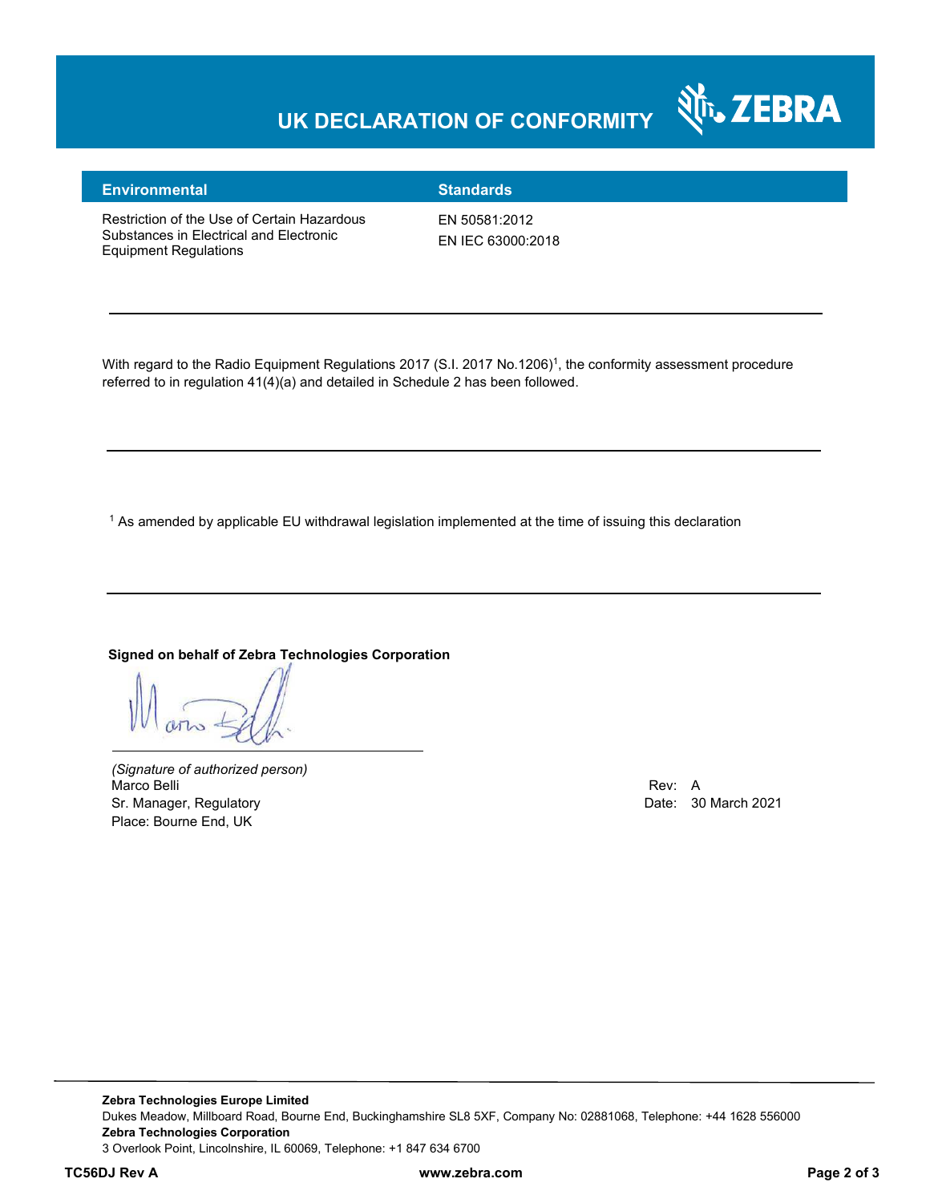# UK DECLARATION OF CONFORMITY

| Environmental | Standards |
|---|---|
| Restriction of the Use of Certain Hazardous Substances in Electrical and Electronic Equipment Regulations | EN 50581:2012<br>EN IEC 63000:2018 |

---

With regard to the Radio Equipment Regulations 2017 (S.I. 2017 No.1206)[1], the conformity assessment procedure referred to in regulation 41(4)(a) and detailed in Schedule 2 has been followed.

---

[1] As amended by applicable EU withdrawal legislation implemented at the time of issuing this declaration

---

**Signed on behalf of Zebra Technologies Corporation**

*(Signature of authorized person)*
Marco Belli
Sr. Manager, Regulatory
Place: Bourne End, UK

Rev: A
Date: 30 March 2021

**Zebra Technologies Europe Limited**
Dukes Meadow, Millboard Road, Bourne End, Buckinghamshire SL8 5XF, Company No: 02881068, Telephone: +44 1628 556000
**Zebra Technologies Corporation**
3 Overlook Point, Lincolnshire, IL 60069, Telephone: +1 847 634 6700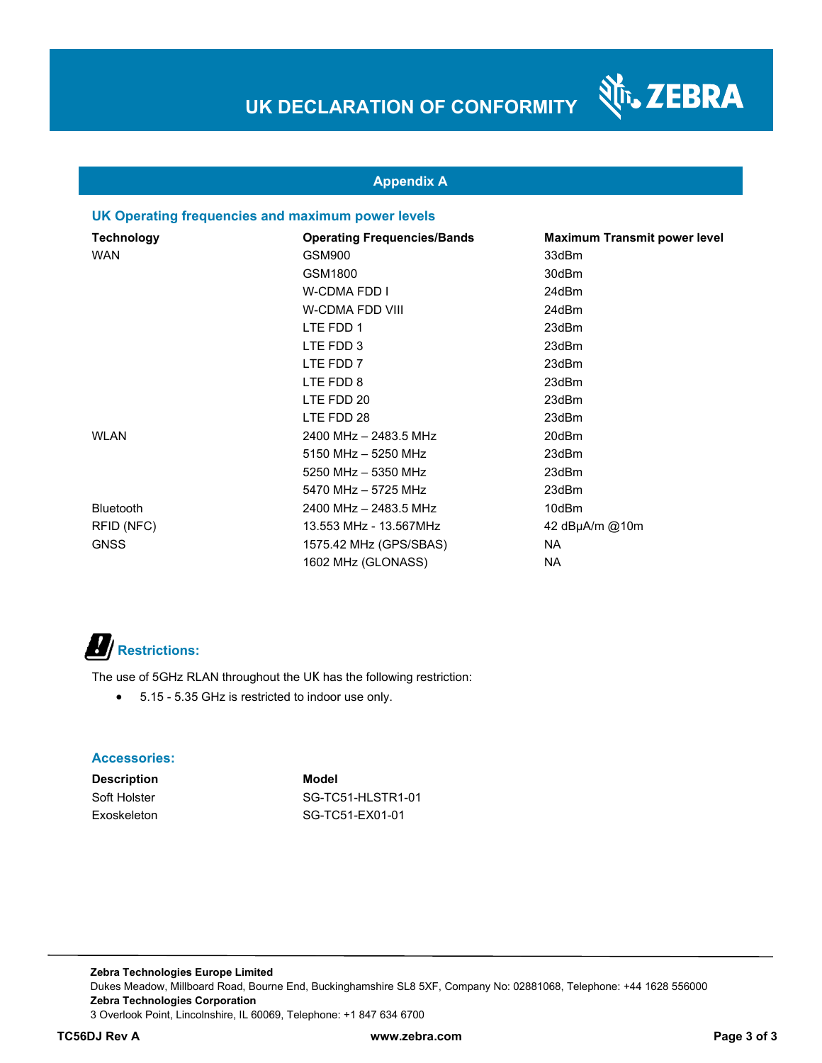# UK DECLARATION OF CONFORMITY

## Appendix A

### UK Operating frequencies and maximum power levels

| Technology | Operating Frequencies/Bands | Maximum Transmit power level |
|---|---|---|
| WAN | GSM900 | 33dBm |
| | GSM1800 | 30dBm |
| | W-CDMA FDD I | 24dBm |
| | W-CDMA FDD VIII | 24dBm |
| | LTE FDD 1 | 23dBm |
| | LTE FDD 3 | 23dBm |
| | LTE FDD 7 | 23dBm |
| | LTE FDD 8 | 23dBm |
| | LTE FDD 20 | 23dBm |
| | LTE FDD 28 | 23dBm |
| WLAN | 2400 MHz – 2483.5 MHz | 20dBm |
| | 5150 MHz – 5250 MHz | 23dBm |
| | 5250 MHz – 5350 MHz | 23dBm |
| | 5470 MHz – 5725 MHz | 23dBm |
| Bluetooth | 2400 MHz – 2483.5 MHz | 10dBm |
| RFID (NFC) | 13.553 MHz - 13.567MHz | 42 dBμA/m @10m |
| GNSS | 1575.42 MHz (GPS/SBAS) | NA |
| | 1602 MHz (GLONASS) | NA |

### Restrictions:

The use of 5GHz RLAN throughout the UK has the following restriction:

- 5.15 - 5.35 GHz is restricted to indoor use only.

### Accessories:

| Description | Model |
|---|---|
| Soft Holster | SG-TC51-HLSTR1-01 |
| Exoskeleton | SG-TC51-EX01-01 |

**Zebra Technologies Europe Limited**
Dukes Meadow, Millboard Road, Bourne End, Buckinghamshire SL8 5XF, Company No: 02881068, Telephone: +44 1628 556000
**Zebra Technologies Corporation**
3 Overlook Point, Lincolnshire, IL 60069, Telephone: +1 847 634 6700

**TC56DJ Rev A** **www.zebra.com**